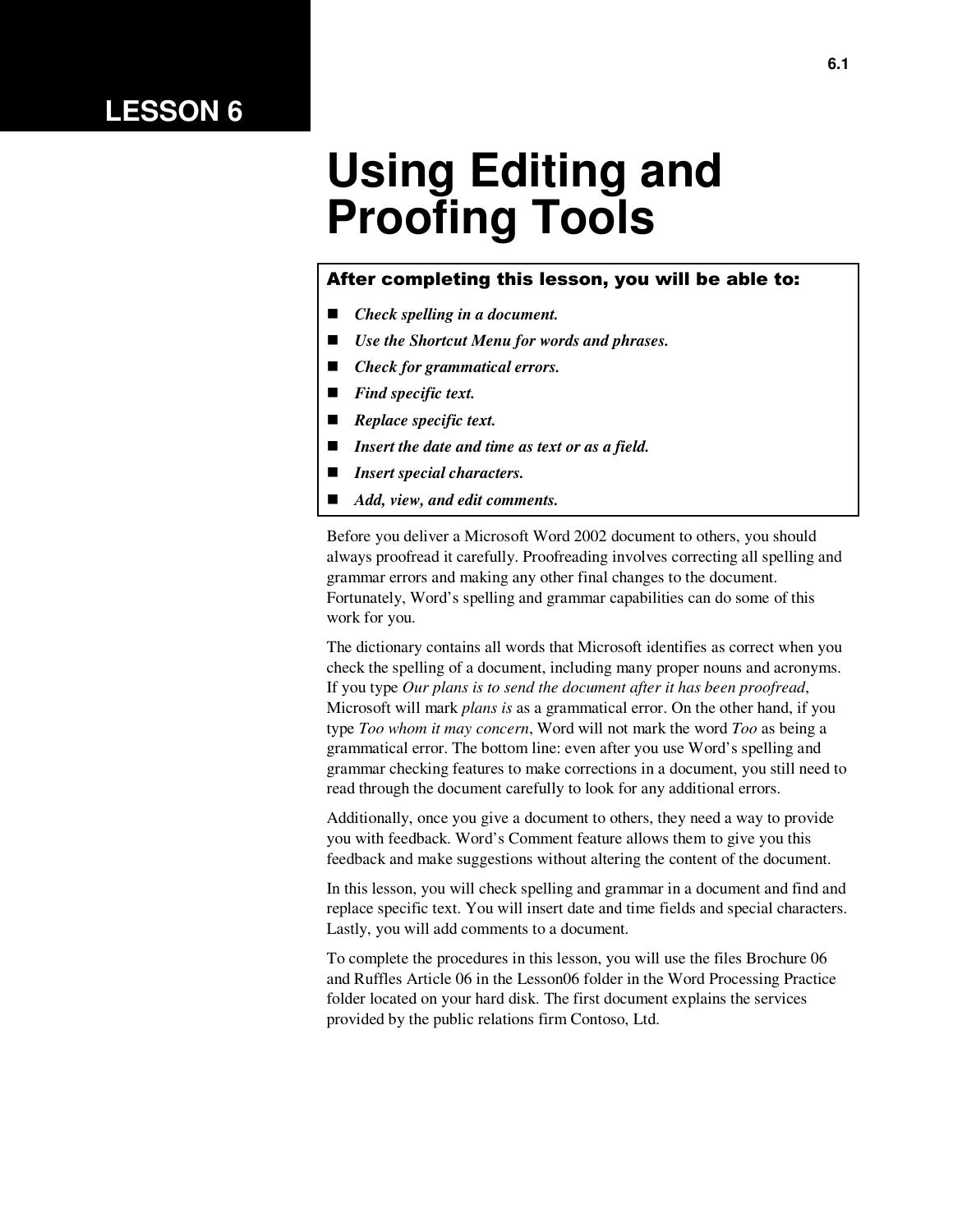# LESSON 6

# Using Editing and Proofing Tools

**After completing this lesson, you will be able to:**

- ***Check spelling in a document.***
- ***Use the Shortcut Menu for words and phrases.***
- ***Check for grammatical errors.***
- ***Find specific text.***
- ***Replace specific text.***
- ***Insert the date and time as text or as a field.***
- ***Insert special characters.***
- ***Add, view, and edit comments.***

Before you deliver a Microsoft Word 2002 document to others, you should always proofread it carefully. Proofreading involves correcting all spelling and grammar errors and making any other final changes to the document. Fortunately, Word's spelling and grammar capabilities can do some of this work for you.

The dictionary contains all words that Microsoft identifies as correct when you check the spelling of a document, including many proper nouns and acronyms. If you type *Our plans is to send the document after it has been proofread*, Microsoft will mark *plans is* as a grammatical error. On the other hand, if you type *Too whom it may concern*, Word will not mark the word *Too* as being a grammatical error. The bottom line: even after you use Word's spelling and grammar checking features to make corrections in a document, you still need to read through the document carefully to look for any additional errors.

Additionally, once you give a document to others, they need a way to provide you with feedback. Word's Comment feature allows them to give you this feedback and make suggestions without altering the content of the document.

In this lesson, you will check spelling and grammar in a document and find and replace specific text. You will insert date and time fields and special characters. Lastly, you will add comments to a document.

To complete the procedures in this lesson, you will use the files Brochure 06 and Ruffles Article 06 in the Lesson06 folder in the Word Processing Practice folder located on your hard disk. The first document explains the services provided by the public relations firm Contoso, Ltd.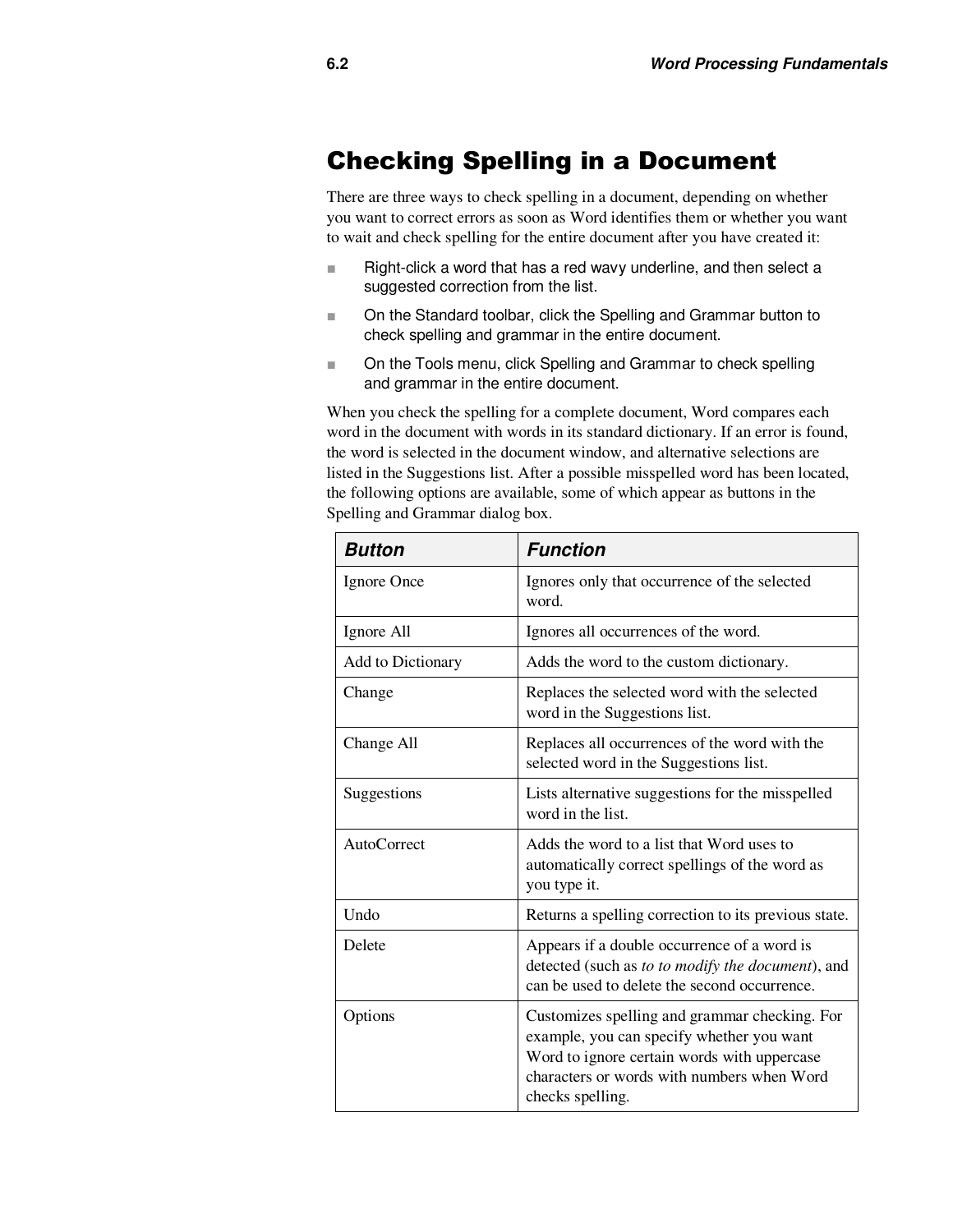# Checking Spelling in a Document

There are three ways to check spelling in a document, depending on whether you want to correct errors as soon as Word identifies them or whether you want to wait and check spelling for the entire document after you have created it:

- Right-click a word that has a red wavy underline, and then select a suggested correction from the list.
- On the Standard toolbar, click the Spelling and Grammar button to check spelling and grammar in the entire document.
- On the Tools menu, click Spelling and Grammar to check spelling and grammar in the entire document.

When you check the spelling for a complete document, Word compares each word in the document with words in its standard dictionary. If an error is found, the word is selected in the document window, and alternative selections are listed in the Suggestions list. After a possible misspelled word has been located, the following options are available, some of which appear as buttons in the Spelling and Grammar dialog box.

| ***Button*** | ***Function*** |
|---|---|
| Ignore Once | Ignores only that occurrence of the selected word. |
| Ignore All | Ignores all occurrences of the word. |
| Add to Dictionary | Adds the word to the custom dictionary. |
| Change | Replaces the selected word with the selected word in the Suggestions list. |
| Change All | Replaces all occurrences of the word with the selected word in the Suggestions list. |
| Suggestions | Lists alternative suggestions for the misspelled word in the list. |
| AutoCorrect | Adds the word to a list that Word uses to automatically correct spellings of the word as you type it. |
| Undo | Returns a spelling correction to its previous state. |
| Delete | Appears if a double occurrence of a word is detected (such as *to to modify the document*), and can be used to delete the second occurrence. |
| Options | Customizes spelling and grammar checking. For example, you can specify whether you want Word to ignore certain words with uppercase characters or words with numbers when Word checks spelling. |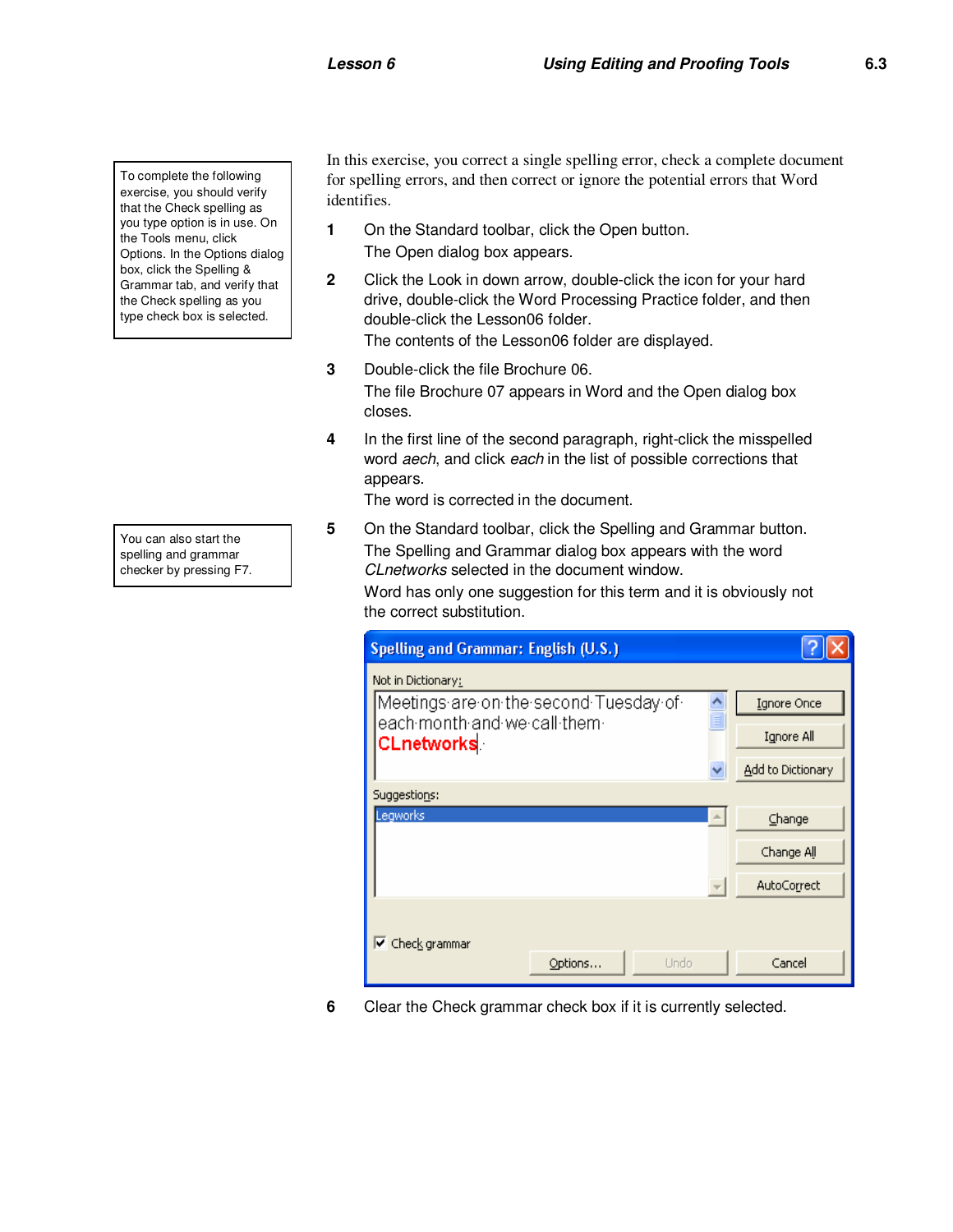To complete the following exercise, you should verify that the Check spelling as you type option is in use. On the Tools menu, click Options. In the Options dialog box, click the Spelling & Grammar tab, and verify that the Check spelling as you type check box is selected.

In this exercise, you correct a single spelling error, check a complete document for spelling errors, and then correct or ignore the potential errors that Word identifies.

1. On the Standard toolbar, click the Open button.
   The Open dialog box appears.
2. Click the Look in down arrow, double-click the icon for your hard drive, double-click the Word Processing Practice folder, and then double-click the Lesson06 folder.
   The contents of the Lesson06 folder are displayed.
3. Double-click the file Brochure 06.
   The file Brochure 07 appears in Word and the Open dialog box closes.
4. In the first line of the second paragraph, right-click the misspelled word *aech*, and click *each* in the list of possible corrections that appears.
   The word is corrected in the document.

You can also start the spelling and grammar checker by pressing F7.

5. On the Standard toolbar, click the Spelling and Grammar button.
   The Spelling and Grammar dialog box appears with the word *CLnetworks* selected in the document window.
   Word has only one suggestion for this term and it is obviously not the correct substitution.

Spelling and Grammar: English (U.S.)

Not in Dictionary:

Meetings are on the second Tuesday of each month and we call them CLnetworks.

Suggestions:

Legworks

Ignore Once | Ignore All | Add to Dictionary | Change | Change All | AutoCorrect

Check grammar

Options... | Undo | Cancel

6. Clear the Check grammar check box if it is currently selected.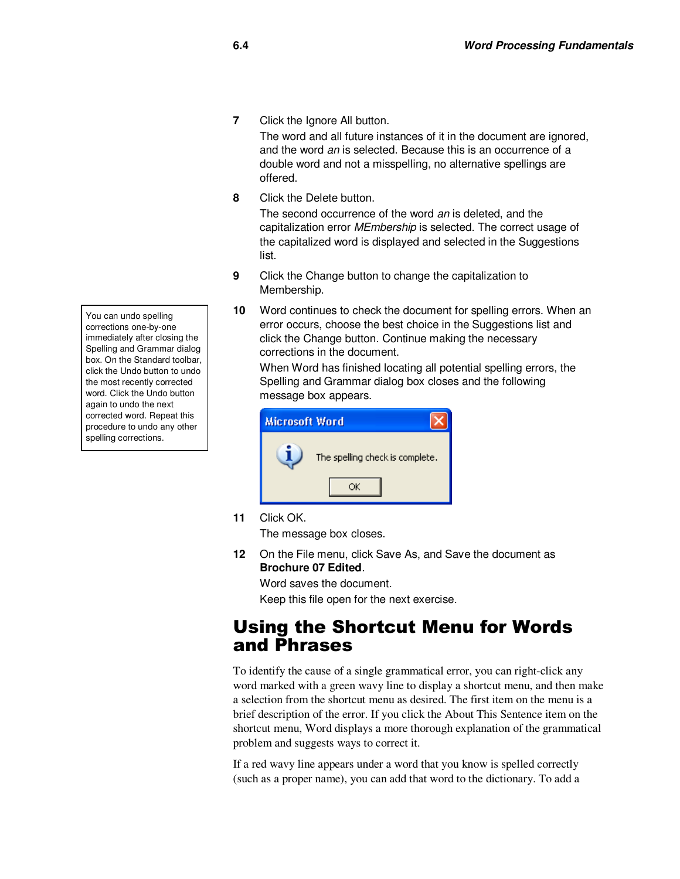7. Click the Ignore All button.

   The word and all future instances of it in the document are ignored, and the word *an* is selected. Because this is an occurrence of a double word and not a misspelling, no alternative spellings are offered.

8. Click the Delete button.

   The second occurrence of the word *an* is deleted, and the capitalization error *MEmbership* is selected. The correct usage of the capitalized word is displayed and selected in the Suggestions list.

9. Click the Change button to change the capitalization to Membership.

10. Word continues to check the document for spelling errors. When an error occurs, choose the best choice in the Suggestions list and click the Change button. Continue making the necessary corrections in the document.

    When Word has finished locating all potential spelling errors, the Spelling and Grammar dialog box closes and the following message box appears.

    > You can undo spelling corrections one-by-one immediately after closing the Spelling and Grammar dialog box. On the Standard toolbar, click the Undo button to undo the most recently corrected word. Click the Undo button again to undo the next corrected word. Repeat this procedure to undo any other spelling corrections.

    Microsoft Word

    The spelling check is complete.

    OK

11. Click OK.

    The message box closes.

12. On the File menu, click Save As, and Save the document as **Brochure 07 Edited**.

    Word saves the document.

    Keep this file open for the next exercise.

# Using the Shortcut Menu for Words and Phrases

To identify the cause of a single grammatical error, you can right-click any word marked with a green wavy line to display a shortcut menu, and then make a selection from the shortcut menu as desired. The first item on the menu is a brief description of the error. If you click the About This Sentence item on the shortcut menu, Word displays a more thorough explanation of the grammatical problem and suggests ways to correct it.

If a red wavy line appears under a word that you know is spelled correctly (such as a proper name), you can add that word to the dictionary. To add a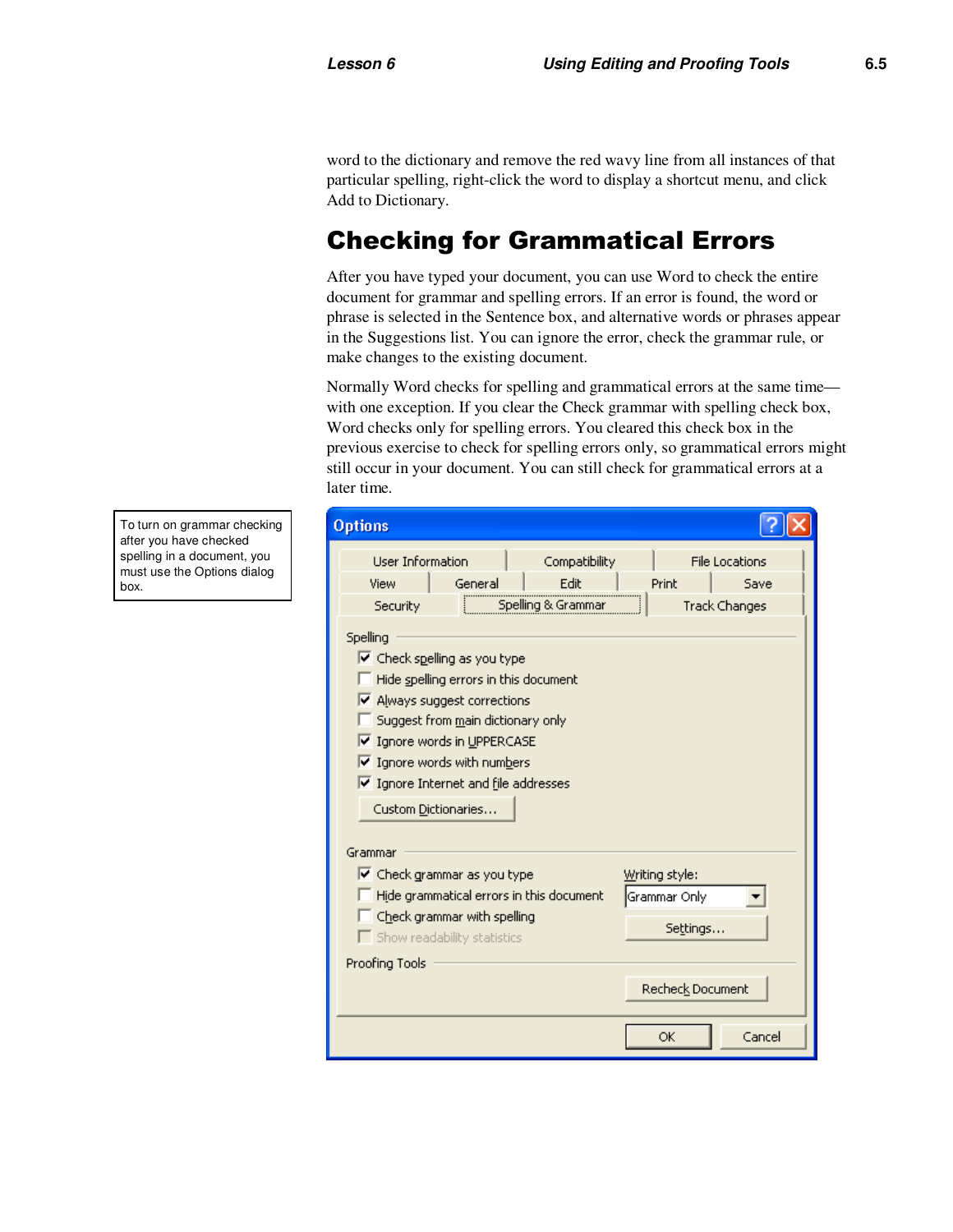word to the dictionary and remove the red wavy line from all instances of that particular spelling, right-click the word to display a shortcut menu, and click Add to Dictionary.

## Checking for Grammatical Errors

After you have typed your document, you can use Word to check the entire document for grammar and spelling errors. If an error is found, the word or phrase is selected in the Sentence box, and alternative words or phrases appear in the Suggestions list. You can ignore the error, check the grammar rule, or make changes to the existing document.

Normally Word checks for spelling and grammatical errors at the same time—with one exception. If you clear the Check grammar with spelling check box, Word checks only for spelling errors. You cleared this check box in the previous exercise to check for spelling errors only, so grammatical errors might still occur in your document. You can still check for grammatical errors at a later time.

To turn on grammar checking after you have checked spelling in a document, you must use the Options dialog box.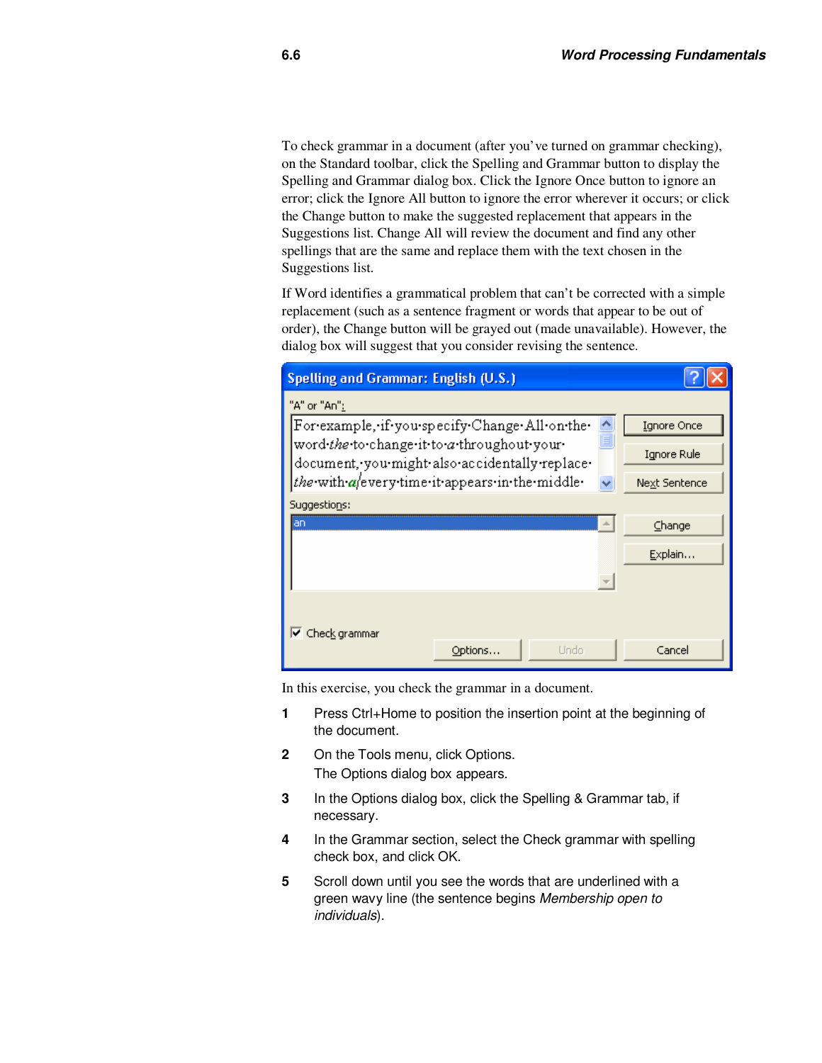To check grammar in a document (after you've turned on grammar checking), on the Standard toolbar, click the Spelling and Grammar button to display the Spelling and Grammar dialog box. Click the Ignore Once button to ignore an error; click the Ignore All button to ignore the error wherever it occurs; or click the Change button to make the suggested replacement that appears in the Suggestions list. Change All will review the document and find any other spellings that are the same and replace them with the text chosen in the Suggestions list.

If Word identifies a grammatical problem that can't be corrected with a simple replacement (such as a sentence fragment or words that appear to be out of order), the Change button will be grayed out (made unavailable). However, the dialog box will suggest that you consider revising the sentence.

In this exercise, you check the grammar in a document.

1. Press Ctrl+Home to position the insertion point at the beginning of the document.
2. On the Tools menu, click Options.
   The Options dialog box appears.
3. In the Options dialog box, click the Spelling & Grammar tab, if necessary.
4. In the Grammar section, select the Check grammar with spelling check box, and click OK.
5. Scroll down until you see the words that are underlined with a green wavy line (the sentence begins *Membership open to individuals*).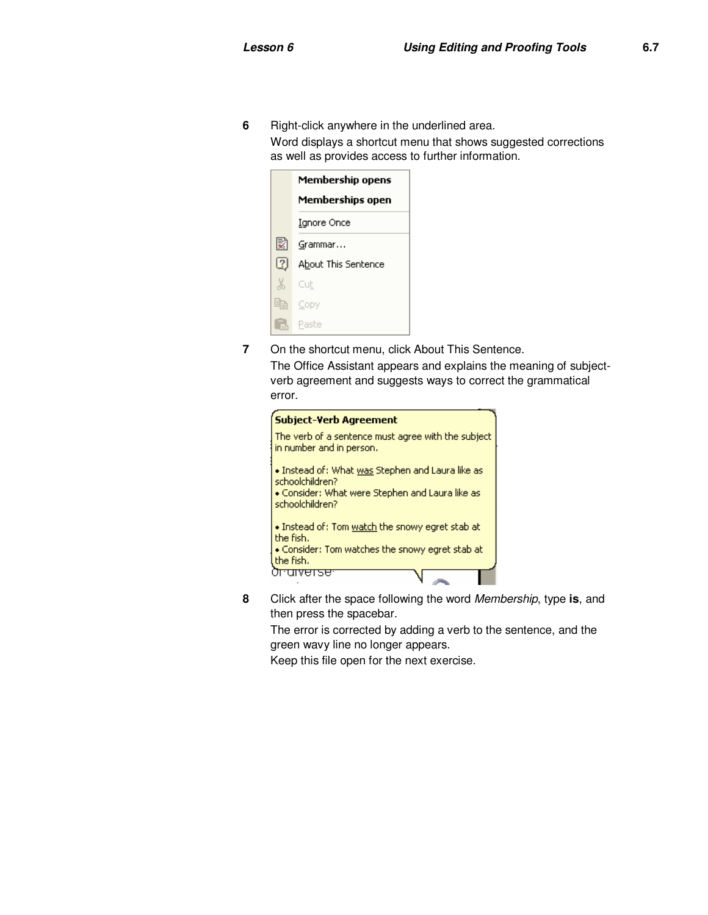6 Right-click anywhere in the underlined area.

Word displays a shortcut menu that shows suggested corrections as well as provides access to further information.

7 On the shortcut menu, click About This Sentence.

The Office Assistant appears and explains the meaning of subject-verb agreement and suggests ways to correct the grammatical error.

8 Click after the space following the word *Membership*, type **is**, and then press the spacebar.

The error is corrected by adding a verb to the sentence, and the green wavy line no longer appears.

Keep this file open for the next exercise.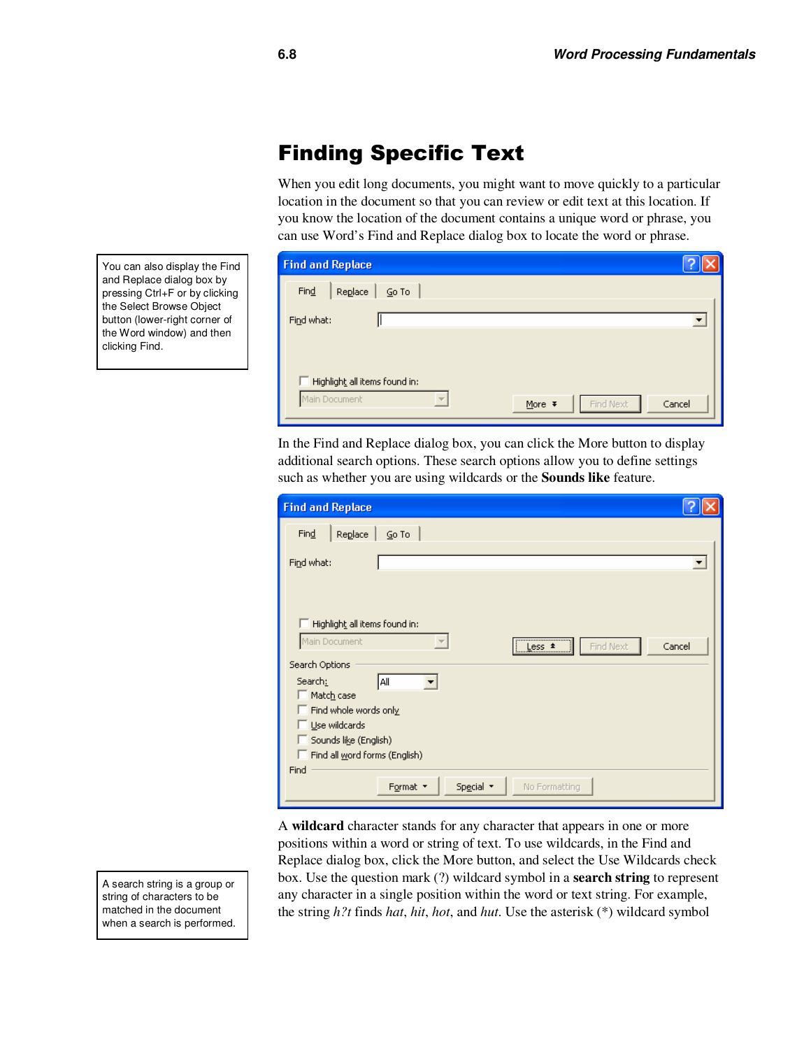# Finding Specific Text

When you edit long documents, you might want to move quickly to a particular location in the document so that you can review or edit text at this location. If you know the location of the document contains a unique word or phrase, you can use Word's Find and Replace dialog box to locate the word or phrase.

You can also display the Find and Replace dialog box by pressing Ctrl+F or by clicking the Select Browse Object button (lower-right corner of the Word window) and then clicking Find.

In the Find and Replace dialog box, you can click the More button to display additional search options. These search options allow you to define settings such as whether you are using wildcards or the **Sounds like** feature.

A **wildcard** character stands for any character that appears in one or more positions within a word or string of text. To use wildcards, in the Find and Replace dialog box, click the More button, and select the Use Wildcards check box. Use the question mark (?) wildcard symbol in a **search string** to represent any character in a single position within the word or text string. For example, the string *h?t* finds *hat*, *hit*, *hot*, and *hut*. Use the asterisk (*) wildcard symbol

A search string is a group or string of characters to be matched in the document when a search is performed.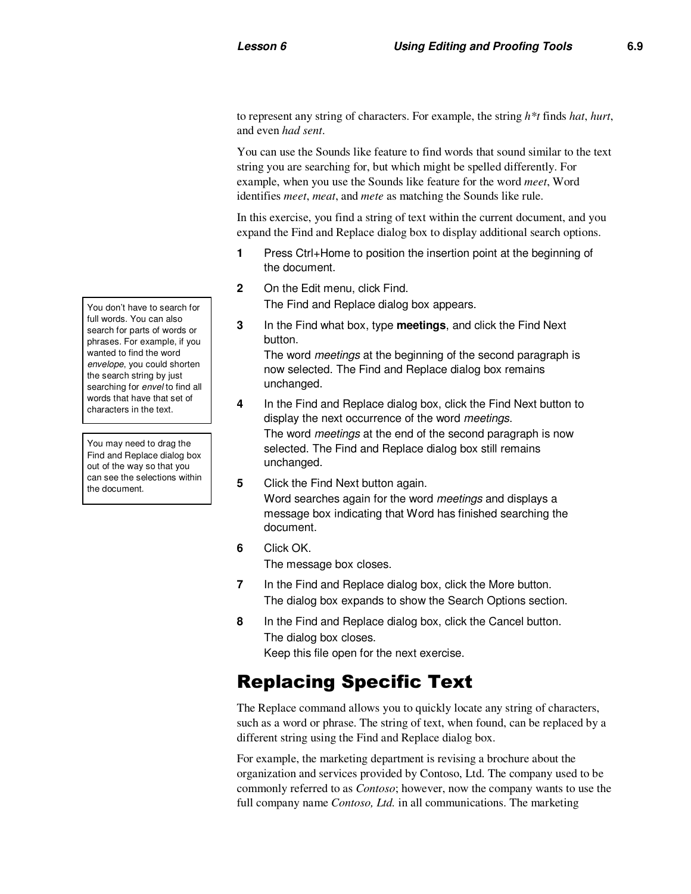to represent any string of characters. For example, the string *h*t* finds *hat*, *hurt*, and even *had sent*.

You can use the Sounds like feature to find words that sound similar to the text string you are searching for, but which might be spelled differently. For example, when you use the Sounds like feature for the word *meet*, Word identifies *meet*, *meat*, and *mete* as matching the Sounds like rule.

In this exercise, you find a string of text within the current document, and you expand the Find and Replace dialog box to display additional search options.

> You don't have to search for full words. You can also search for parts of words or phrases. For example, if you wanted to find the word *envelope*, you could shorten the search string by just searching for *envel* to find all words that have that set of characters in the text.

> You may need to drag the Find and Replace dialog box out of the way so that you can see the selections within the document.

1. Press Ctrl+Home to position the insertion point at the beginning of the document.
2. On the Edit menu, click Find.
   The Find and Replace dialog box appears.
3. In the Find what box, type **meetings**, and click the Find Next button.
   The word *meetings* at the beginning of the second paragraph is now selected. The Find and Replace dialog box remains unchanged.
4. In the Find and Replace dialog box, click the Find Next button to display the next occurrence of the word *meetings*.
   The word *meetings* at the end of the second paragraph is now selected. The Find and Replace dialog box still remains unchanged.
5. Click the Find Next button again.
   Word searches again for the word *meetings* and displays a message box indicating that Word has finished searching the document.
6. Click OK.
   The message box closes.
7. In the Find and Replace dialog box, click the More button.
   The dialog box expands to show the Search Options section.
8. In the Find and Replace dialog box, click the Cancel button.
   The dialog box closes.
   Keep this file open for the next exercise.

# Replacing Specific Text

The Replace command allows you to quickly locate any string of characters, such as a word or phrase. The string of text, when found, can be replaced by a different string using the Find and Replace dialog box.

For example, the marketing department is revising a brochure about the organization and services provided by Contoso, Ltd. The company used to be commonly referred to as *Contoso*; however, now the company wants to use the full company name *Contoso, Ltd.* in all communications. The marketing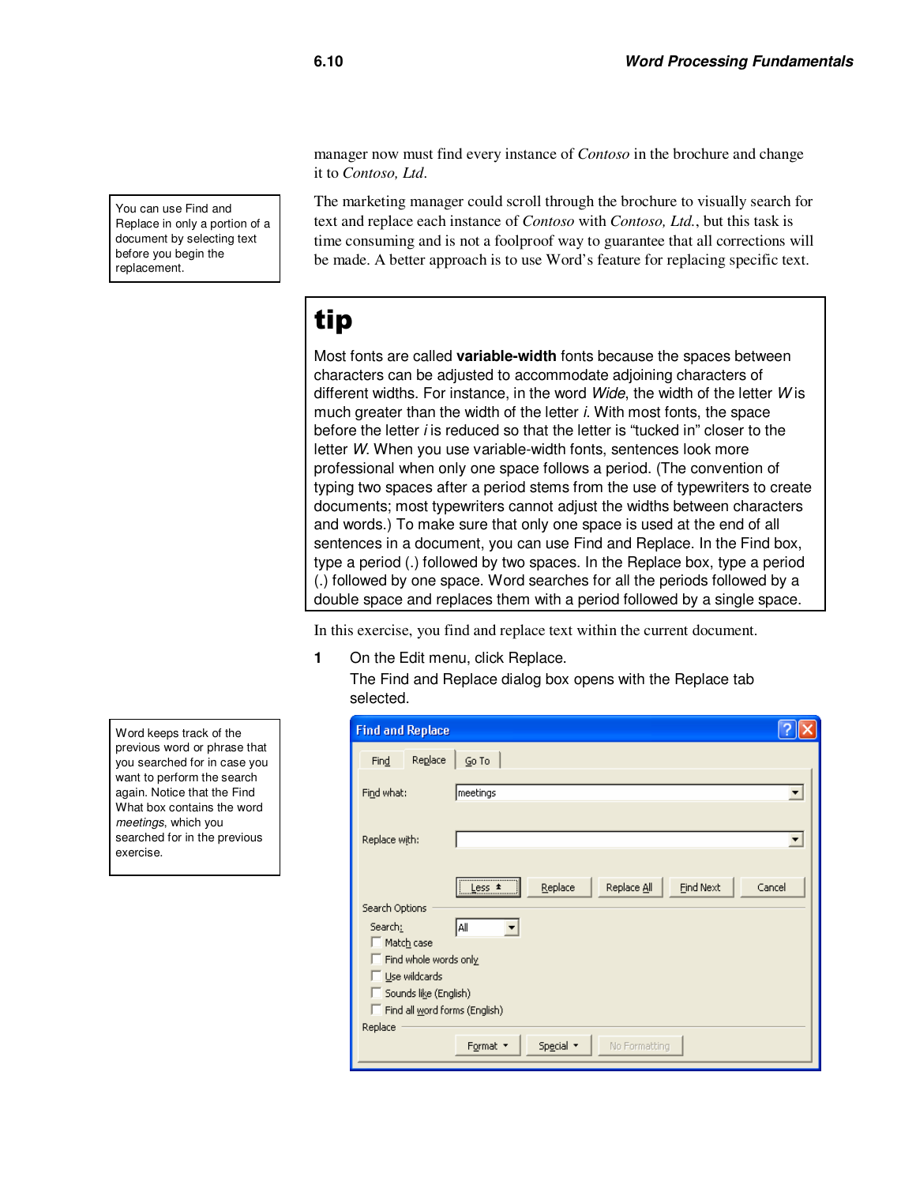manager now must find every instance of *Contoso* in the brochure and change it to *Contoso, Ltd*.

> You can use Find and Replace in only a portion of a document by selecting text before you begin the replacement.

The marketing manager could scroll through the brochure to visually search for text and replace each instance of *Contoso* with *Contoso, Ltd.*, but this task is time consuming and is not a foolproof way to guarantee that all corrections will be made. A better approach is to use Word's feature for replacing specific text.

## tip

Most fonts are called **variable-width** fonts because the spaces between characters can be adjusted to accommodate adjoining characters of different widths. For instance, in the word *Wide*, the width of the letter *W* is much greater than the width of the letter *i*. With most fonts, the space before the letter *i* is reduced so that the letter is "tucked in" closer to the letter *W*. When you use variable-width fonts, sentences look more professional when only one space follows a period. (The convention of typing two spaces after a period stems from the use of typewriters to create documents; most typewriters cannot adjust the widths between characters and words.) To make sure that only one space is used at the end of all sentences in a document, you can use Find and Replace. In the Find box, type a period (.) followed by two spaces. In the Replace box, type a period (.) followed by one space. Word searches for all the periods followed by a double space and replaces them with a period followed by a single space.

In this exercise, you find and replace text within the current document.

**1** On the Edit menu, click Replace.

The Find and Replace dialog box opens with the Replace tab selected.

> Word keeps track of the previous word or phrase that you searched for in case you want to perform the search again. Notice that the Find What box contains the word *meetings*, which you searched for in the previous exercise.

Find and Replace

Find | Replace | Go To

Find what: meetings

Replace with:

Less | Replace | Replace All | Find Next | Cancel

Search Options

Search: All

- Match case
- Find whole words only
- Use wildcards
- Sounds like (English)
- Find all word forms (English)

Replace

Format | Special | No Formatting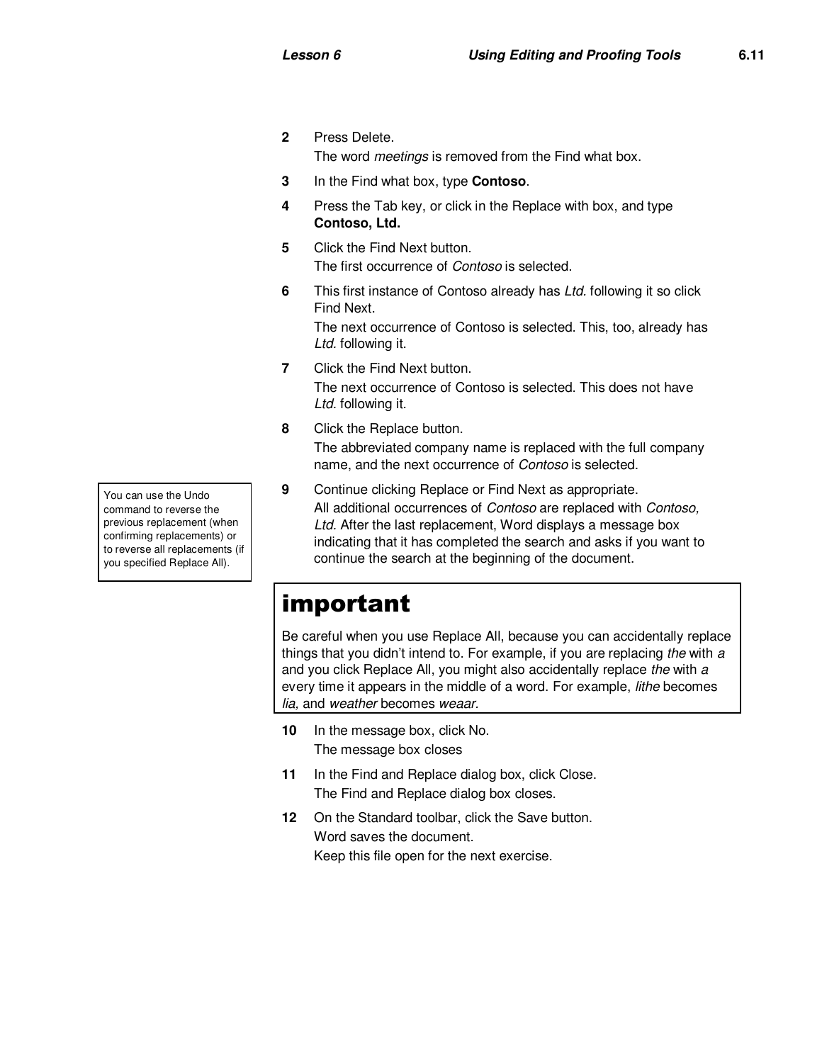2. Press Delete.

   The word *meetings* is removed from the Find what box.

3. In the Find what box, type **Contoso**.

4. Press the Tab key, or click in the Replace with box, and type **Contoso, Ltd.**

5. Click the Find Next button.

   The first occurrence of *Contoso* is selected.

6. This first instance of Contoso already has *Ltd.* following it so click Find Next.

   The next occurrence of Contoso is selected. This, too, already has *Ltd.* following it.

7. Click the Find Next button.

   The next occurrence of Contoso is selected. This does not have *Ltd.* following it.

8. Click the Replace button.

   The abbreviated company name is replaced with the full company name, and the next occurrence of *Contoso* is selected.

9. Continue clicking Replace or Find Next as appropriate.

   All additional occurrences of *Contoso* are replaced with *Contoso, Ltd.* After the last replacement, Word displays a message box indicating that it has completed the search and asks if you want to continue the search at the beginning of the document.

> You can use the Undo command to reverse the previous replacement (when confirming replacements) or to reverse all replacements (if you specified Replace All).

## important

Be careful when you use Replace All, because you can accidentally replace things that you didn't intend to. For example, if you are replacing *the* with *a* and you click Replace All, you might also accidentally replace *the* with *a* every time it appears in the middle of a word. For example, *lithe* becomes *lia,* and *weather* becomes *weaar.*

10. In the message box, click No.

    The message box closes

11. In the Find and Replace dialog box, click Close.

    The Find and Replace dialog box closes.

12. On the Standard toolbar, click the Save button.

    Word saves the document.

    Keep this file open for the next exercise.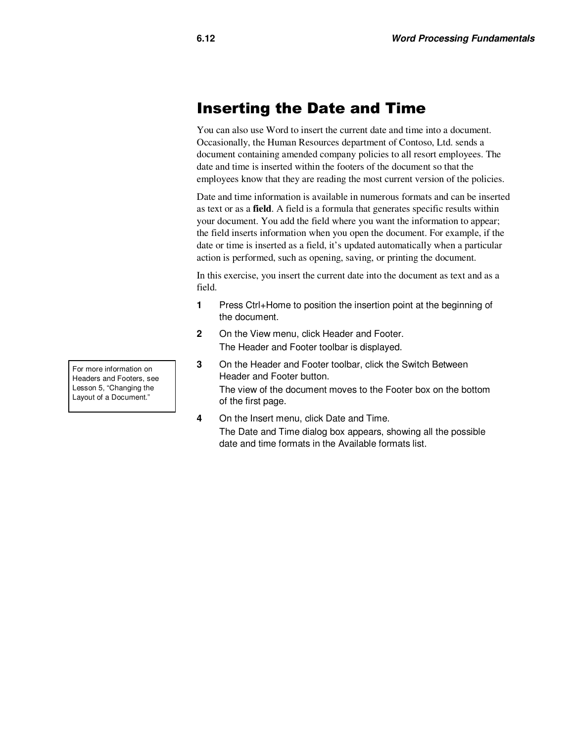# Inserting the Date and Time

You can also use Word to insert the current date and time into a document. Occasionally, the Human Resources department of Contoso, Ltd. sends a document containing amended company policies to all resort employees. The date and time is inserted within the footers of the document so that the employees know that they are reading the most current version of the policies.

Date and time information is available in numerous formats and can be inserted as text or as a **field**. A field is a formula that generates specific results within your document. You add the field where you want the information to appear; the field inserts information when you open the document. For example, if the date or time is inserted as a field, it's updated automatically when a particular action is performed, such as opening, saving, or printing the document.

In this exercise, you insert the current date into the document as text and as a field.

1. Press Ctrl+Home to position the insertion point at the beginning of the document.
2. On the View menu, click Header and Footer.
   The Header and Footer toolbar is displayed.
3. On the Header and Footer toolbar, click the Switch Between Header and Footer button.
   The view of the document moves to the Footer box on the bottom of the first page.
4. On the Insert menu, click Date and Time.
   The Date and Time dialog box appears, showing all the possible date and time formats in the Available formats list.

> For more information on Headers and Footers, see Lesson 5, "Changing the Layout of a Document."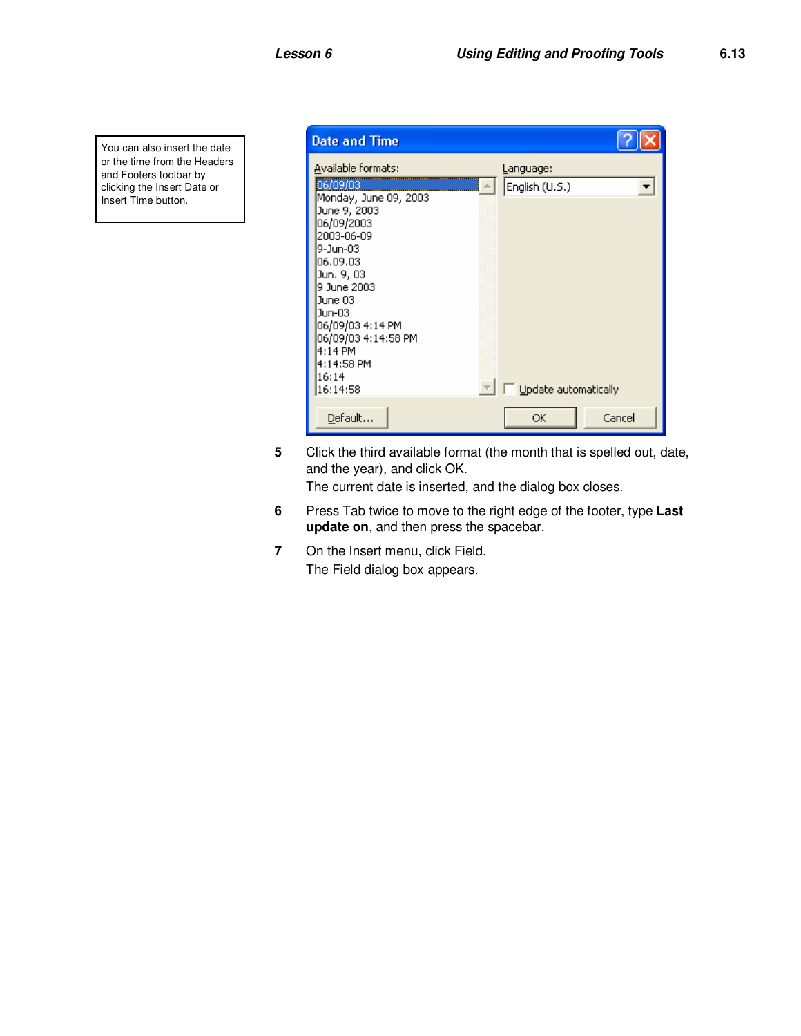You can also insert the date or the time from the Headers and Footers toolbar by clicking the Insert Date or Insert Time button.

**Date and Time**

Available formats:

- 06/09/03
- Monday, June 09, 2003
- June 9, 2003
- 06/09/2003
- 2003-06-09
- 9-Jun-03
- 06.09.03
- Jun. 9, 03
- 9 June 2003
- June 03
- Jun-03
- 06/09/03 4:14 PM
- 06/09/03 4:14:58 PM
- 4:14 PM
- 4:14:58 PM
- 16:14
- 16:14:58

Language: English (U.S.)

Update automatically

Default... | OK | Cancel

5. Click the third available format (the month that is spelled out, date, and the year), and click OK.
   The current date is inserted, and the dialog box closes.
6. Press Tab twice to move to the right edge of the footer, type **Last update on**, and then press the spacebar.
7. On the Insert menu, click Field.
   The Field dialog box appears.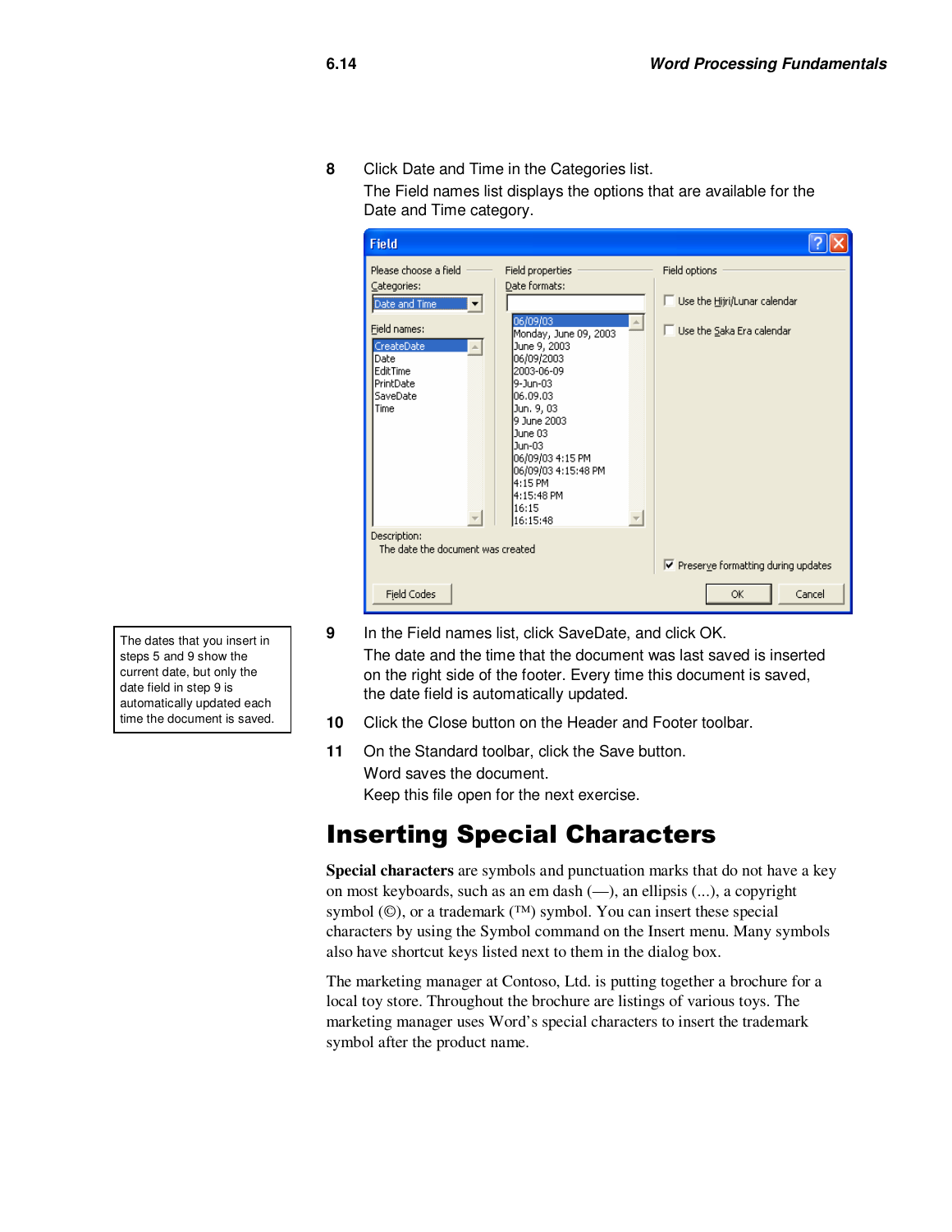8 Click Date and Time in the Categories list.

The Field names list displays the options that are available for the Date and Time category.

9 In the Field names list, click SaveDate, and click OK.

The date and the time that the document was last saved is inserted on the right side of the footer. Every time this document is saved, the date field is automatically updated.

> The dates that you insert in steps 5 and 9 show the current date, but only the date field in step 9 is automatically updated each time the document is saved.

10 Click the Close button on the Header and Footer toolbar.

11 On the Standard toolbar, click the Save button.

Word saves the document.

Keep this file open for the next exercise.

# Inserting Special Characters

**Special characters** are symbols and punctuation marks that do not have a key on most keyboards, such as an em dash (—), an ellipsis (...), a copyright symbol (©), or a trademark (™) symbol. You can insert these special characters by using the Symbol command on the Insert menu. Many symbols also have shortcut keys listed next to them in the dialog box.

The marketing manager at Contoso, Ltd. is putting together a brochure for a local toy store. Throughout the brochure are listings of various toys. The marketing manager uses Word's special characters to insert the trademark symbol after the product name.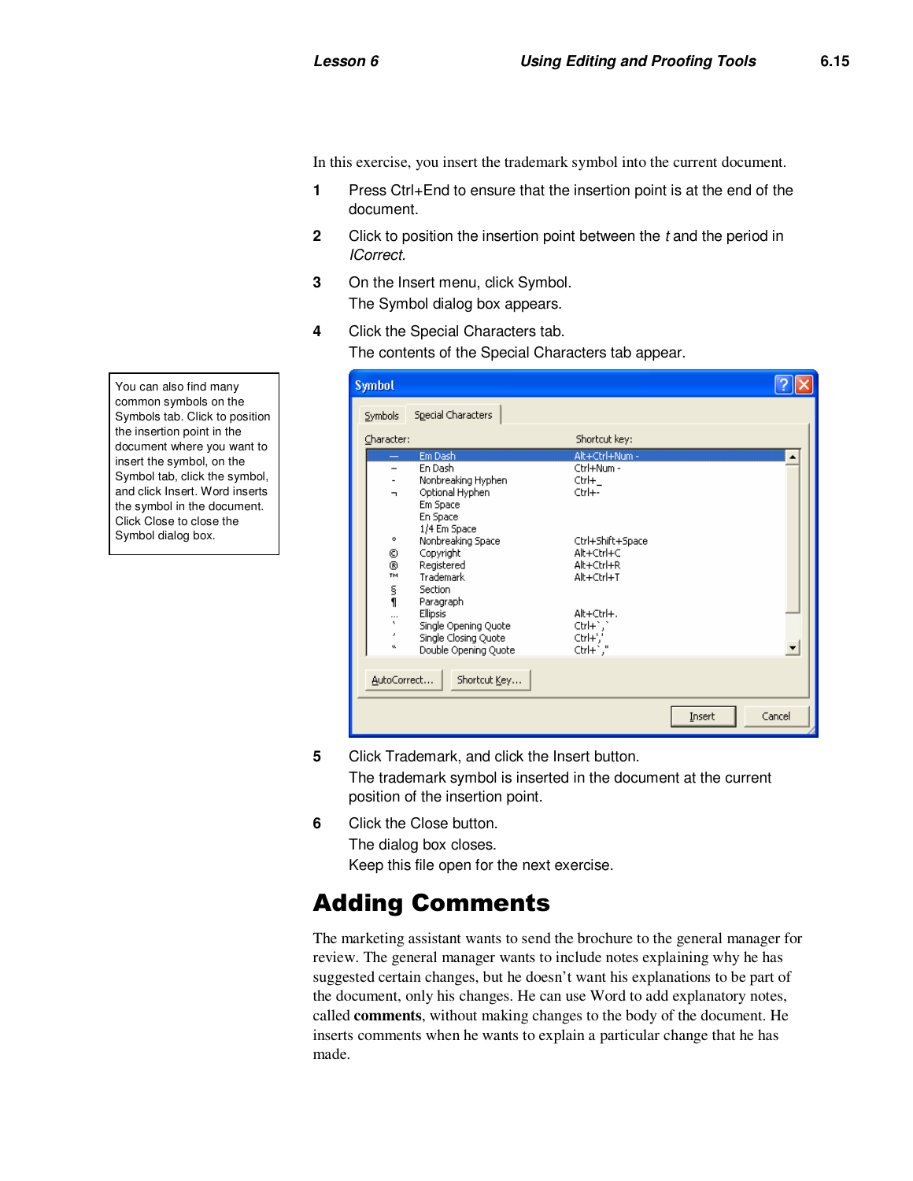In this exercise, you insert the trademark symbol into the current document.

1. Press Ctrl+End to ensure that the insertion point is at the end of the document.
2. Click to position the insertion point between the *t* and the period in *ICorrect*.
3. On the Insert menu, click Symbol.
   The Symbol dialog box appears.
4. Click the Special Characters tab.
   The contents of the Special Characters tab appear.

> You can also find many common symbols on the Symbols tab. Click to position the insertion point in the document where you want to insert the symbol, on the Symbol tab, click the symbol, and click Insert. Word inserts the symbol in the document. Click Close to close the Symbol dialog box.

**Symbol**

Symbols | Special Characters

| | Character: | Shortcut key: |
|---|---|---|
| — | Em Dash | Alt+Ctrl+Num - |
| – | En Dash | Ctrl+Num - |
| - | Nonbreaking Hyphen | Ctrl+_ |
| ¬ | Optional Hyphen | Ctrl+- |
| | Em Space | |
| | En Space | |
| | 1/4 Em Space | |
| ° | Nonbreaking Space | Ctrl+Shift+Space |
| © | Copyright | Alt+Ctrl+C |
| ® | Registered | Alt+Ctrl+R |
| ™ | Trademark | Alt+Ctrl+T |
| § | Section | |
| ¶ | Paragraph | |
| … | Ellipsis | Alt+Ctrl+. |
| ‘ | Single Opening Quote | Ctrl+`,` |
| ’ | Single Closing Quote | Ctrl+',' |
| “ | Double Opening Quote | Ctrl+`," |

AutoCorrect... | Shortcut Key... | Insert | Cancel

5. Click Trademark, and click the Insert button.
   The trademark symbol is inserted in the document at the current position of the insertion point.
6. Click the Close button.
   The dialog box closes.
   Keep this file open for the next exercise.

# Adding Comments

The marketing assistant wants to send the brochure to the general manager for review. The general manager wants to include notes explaining why he has suggested certain changes, but he doesn't want his explanations to be part of the document, only his changes. He can use Word to add explanatory notes, called **comments**, without making changes to the body of the document. He inserts comments when he wants to explain a particular change that he has made.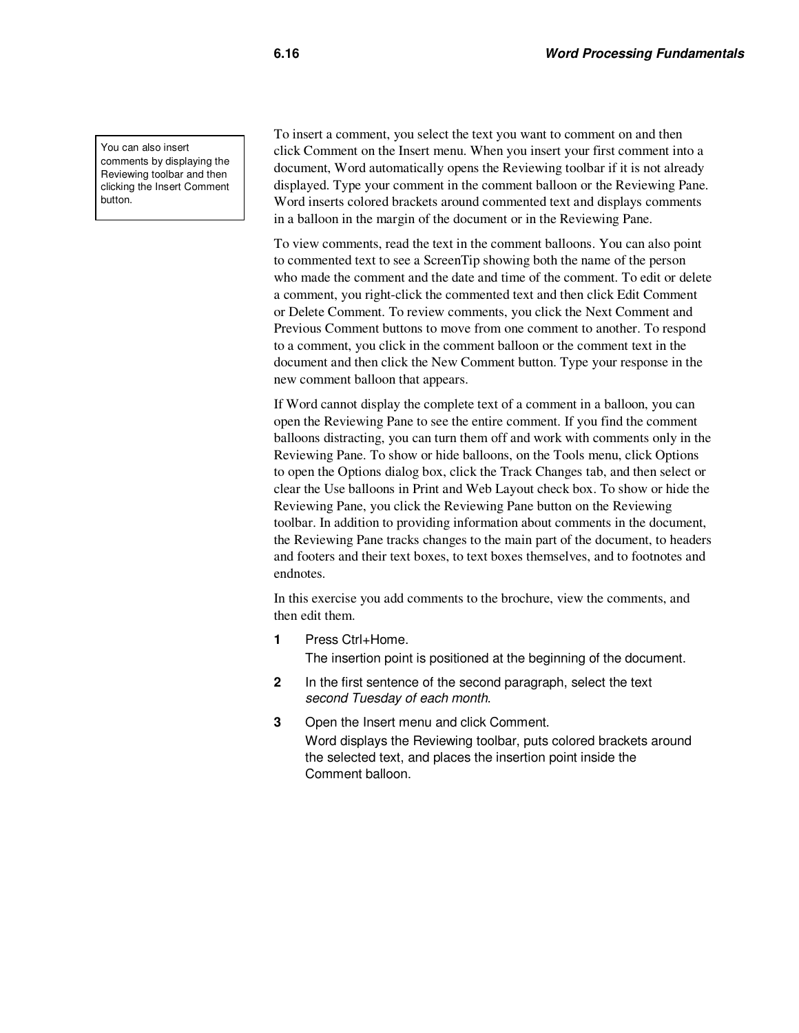> You can also insert comments by displaying the Reviewing toolbar and then clicking the Insert Comment button.

To insert a comment, you select the text you want to comment on and then click Comment on the Insert menu. When you insert your first comment into a document, Word automatically opens the Reviewing toolbar if it is not already displayed. Type your comment in the comment balloon or the Reviewing Pane. Word inserts colored brackets around commented text and displays comments in a balloon in the margin of the document or in the Reviewing Pane.

To view comments, read the text in the comment balloons. You can also point to commented text to see a ScreenTip showing both the name of the person who made the comment and the date and time of the comment. To edit or delete a comment, you right-click the commented text and then click Edit Comment or Delete Comment. To review comments, you click the Next Comment and Previous Comment buttons to move from one comment to another. To respond to a comment, you click in the comment balloon or the comment text in the document and then click the New Comment button. Type your response in the new comment balloon that appears.

If Word cannot display the complete text of a comment in a balloon, you can open the Reviewing Pane to see the entire comment. If you find the comment balloons distracting, you can turn them off and work with comments only in the Reviewing Pane. To show or hide balloons, on the Tools menu, click Options to open the Options dialog box, click the Track Changes tab, and then select or clear the Use balloons in Print and Web Layout check box. To show or hide the Reviewing Pane, you click the Reviewing Pane button on the Reviewing toolbar. In addition to providing information about comments in the document, the Reviewing Pane tracks changes to the main part of the document, to headers and footers and their text boxes, to text boxes themselves, and to footnotes and endnotes.

In this exercise you add comments to the brochure, view the comments, and then edit them.

**1** Press Ctrl+Home.
The insertion point is positioned at the beginning of the document.

**2** In the first sentence of the second paragraph, select the text *second Tuesday of each month*.

**3** Open the Insert menu and click Comment.
Word displays the Reviewing toolbar, puts colored brackets around the selected text, and places the insertion point inside the Comment balloon.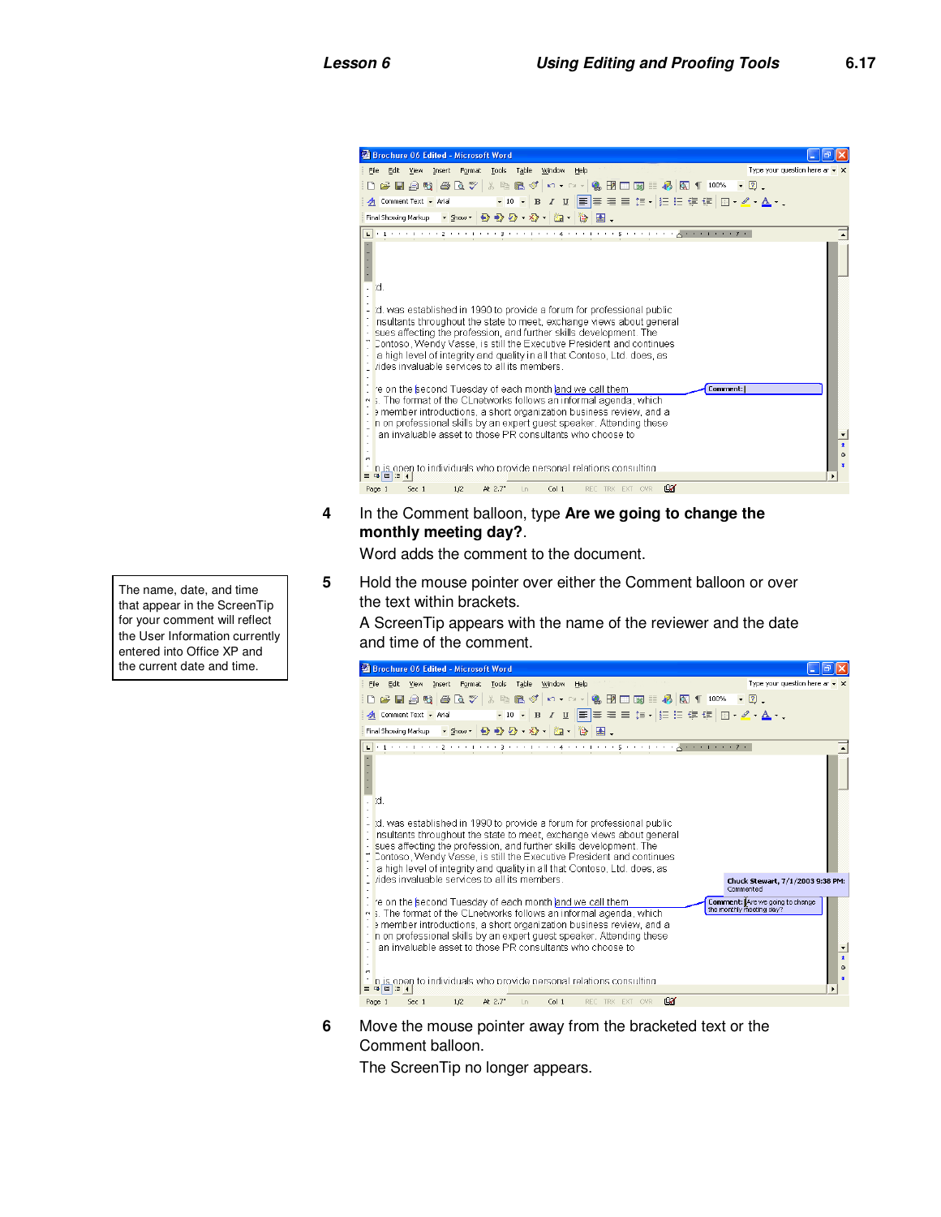4 In the Comment balloon, type **Are we going to change the monthly meeting day?**.

Word adds the comment to the document.

> The name, date, and time that appear in the ScreenTip for your comment will reflect the User Information currently entered into Office XP and the current date and time.

5 Hold the mouse pointer over either the Comment balloon or over the text within brackets.

A ScreenTip appears with the name of the reviewer and the date and time of the comment.

6 Move the mouse pointer away from the bracketed text or the Comment balloon.

The ScreenTip no longer appears.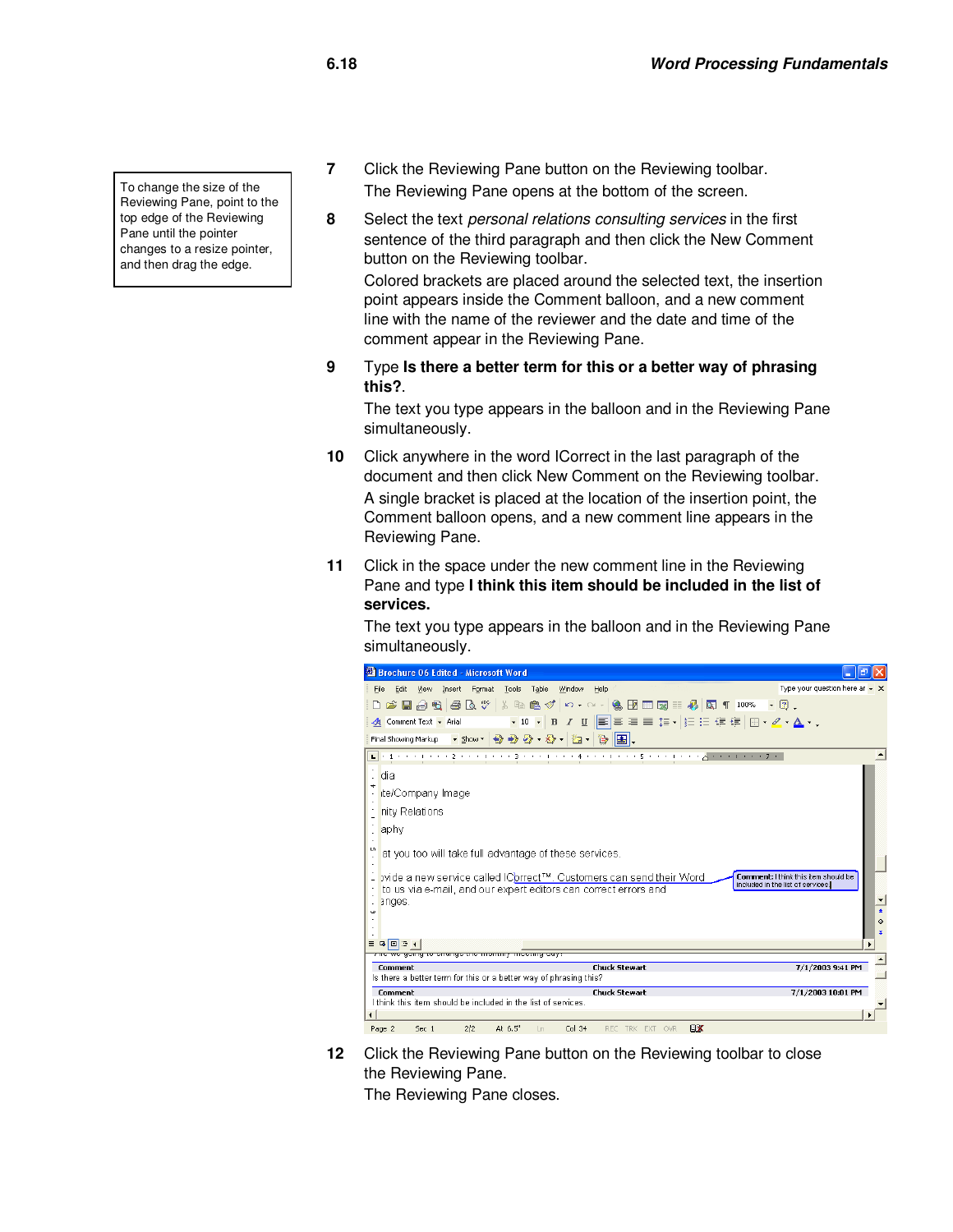> To change the size of the Reviewing Pane, point to the top edge of the Reviewing Pane until the pointer changes to a resize pointer, and then drag the edge.

7 Click the Reviewing Pane button on the Reviewing toolbar.

The Reviewing Pane opens at the bottom of the screen.

8 Select the text *personal relations consulting services* in the first sentence of the third paragraph and then click the New Comment button on the Reviewing toolbar.

Colored brackets are placed around the selected text, the insertion point appears inside the Comment balloon, and a new comment line with the name of the reviewer and the date and time of the comment appear in the Reviewing Pane.

9 Type **Is there a better term for this or a better way of phrasing this?**.

The text you type appears in the balloon and in the Reviewing Pane simultaneously.

10 Click anywhere in the word ICorrect in the last paragraph of the document and then click New Comment on the Reviewing toolbar.

A single bracket is placed at the location of the insertion point, the Comment balloon opens, and a new comment line appears in the Reviewing Pane.

11 Click in the space under the new comment line in the Reviewing Pane and type **I think this item should be included in the list of services.**

The text you type appears in the balloon and in the Reviewing Pane simultaneously.

12 Click the Reviewing Pane button on the Reviewing toolbar to close the Reviewing Pane.

The Reviewing Pane closes.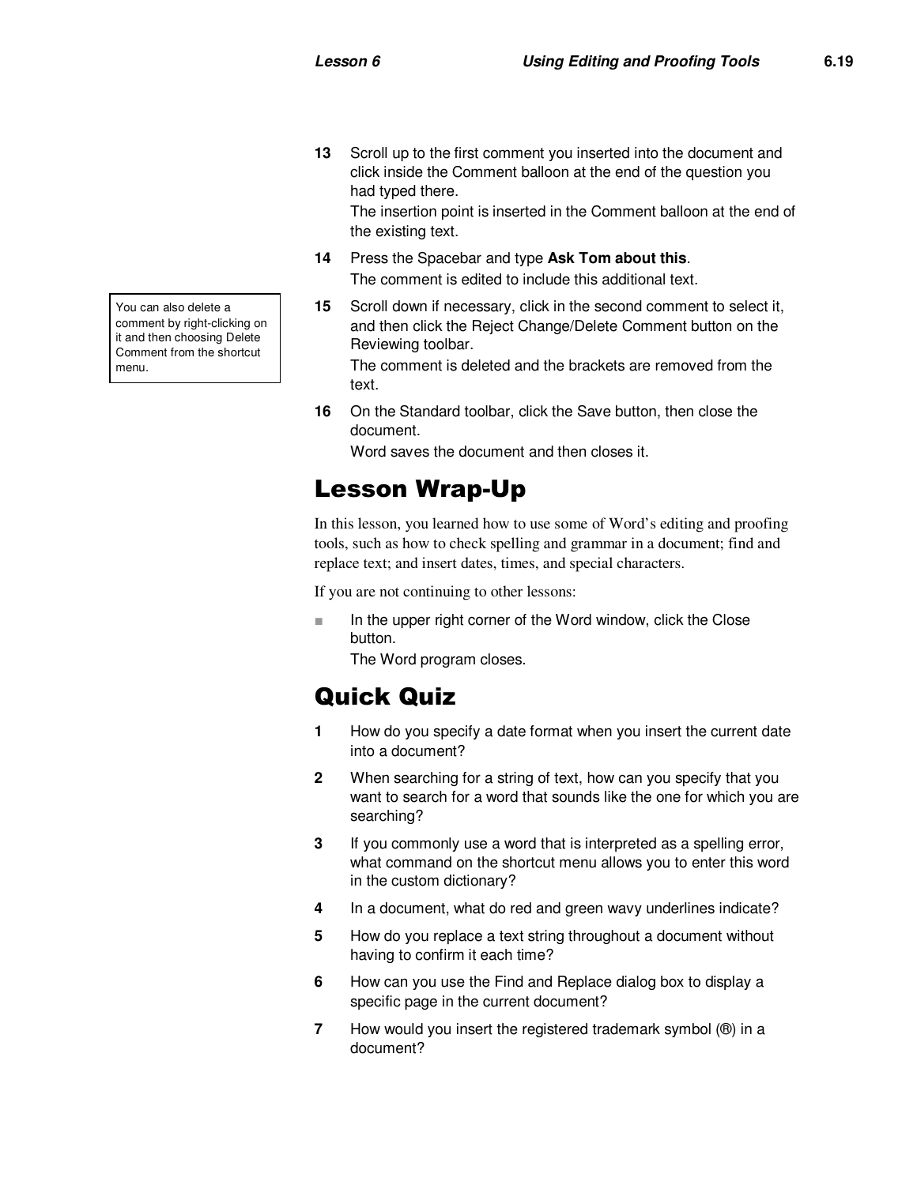**13** Scroll up to the first comment you inserted into the document and click inside the Comment balloon at the end of the question you had typed there.

The insertion point is inserted in the Comment balloon at the end of the existing text.

**14** Press the Spacebar and type **Ask Tom about this**.

The comment is edited to include this additional text.

> You can also delete a comment by right-clicking on it and then choosing Delete Comment from the shortcut menu.

**15** Scroll down if necessary, click in the second comment to select it, and then click the Reject Change/Delete Comment button on the Reviewing toolbar.

The comment is deleted and the brackets are removed from the text.

**16** On the Standard toolbar, click the Save button, then close the document.

Word saves the document and then closes it.

# Lesson Wrap-Up

In this lesson, you learned how to use some of Word's editing and proofing tools, such as how to check spelling and grammar in a document; find and replace text; and insert dates, times, and special characters.

If you are not continuing to other lessons:

- In the upper right corner of the Word window, click the Close button.

  The Word program closes.

# Quick Quiz

**1** How do you specify a date format when you insert the current date into a document?

**2** When searching for a string of text, how can you specify that you want to search for a word that sounds like the one for which you are searching?

**3** If you commonly use a word that is interpreted as a spelling error, what command on the shortcut menu allows you to enter this word in the custom dictionary?

**4** In a document, what do red and green wavy underlines indicate?

**5** How do you replace a text string throughout a document without having to confirm it each time?

**6** How can you use the Find and Replace dialog box to display a specific page in the current document?

**7** How would you insert the registered trademark symbol (®) in a document?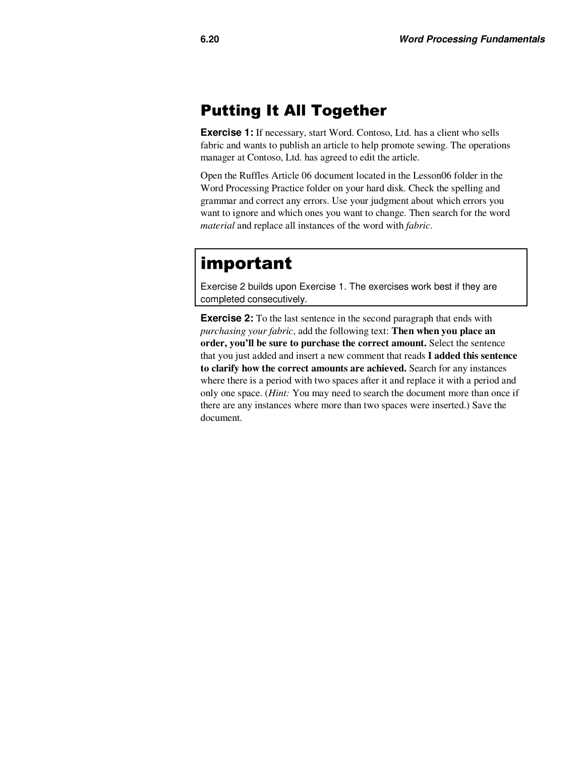## Putting It All Together

**Exercise 1:** If necessary, start Word. Contoso, Ltd. has a client who sells fabric and wants to publish an article to help promote sewing. The operations manager at Contoso, Ltd. has agreed to edit the article.

Open the Ruffles Article 06 document located in the Lesson06 folder in the Word Processing Practice folder on your hard disk. Check the spelling and grammar and correct any errors. Use your judgment about which errors you want to ignore and which ones you want to change. Then search for the word *material* and replace all instances of the word with *fabric*.

> ### important
>
> Exercise 2 builds upon Exercise 1. The exercises work best if they are completed consecutively.

**Exercise 2:** To the last sentence in the second paragraph that ends with *purchasing your fabric*, add the following text: **Then when you place an order, you'll be sure to purchase the correct amount.** Select the sentence that you just added and insert a new comment that reads **I added this sentence to clarify how the correct amounts are achieved.** Search for any instances where there is a period with two spaces after it and replace it with a period and only one space. (*Hint:* You may need to search the document more than once if there are any instances where more than two spaces were inserted.) Save the document.